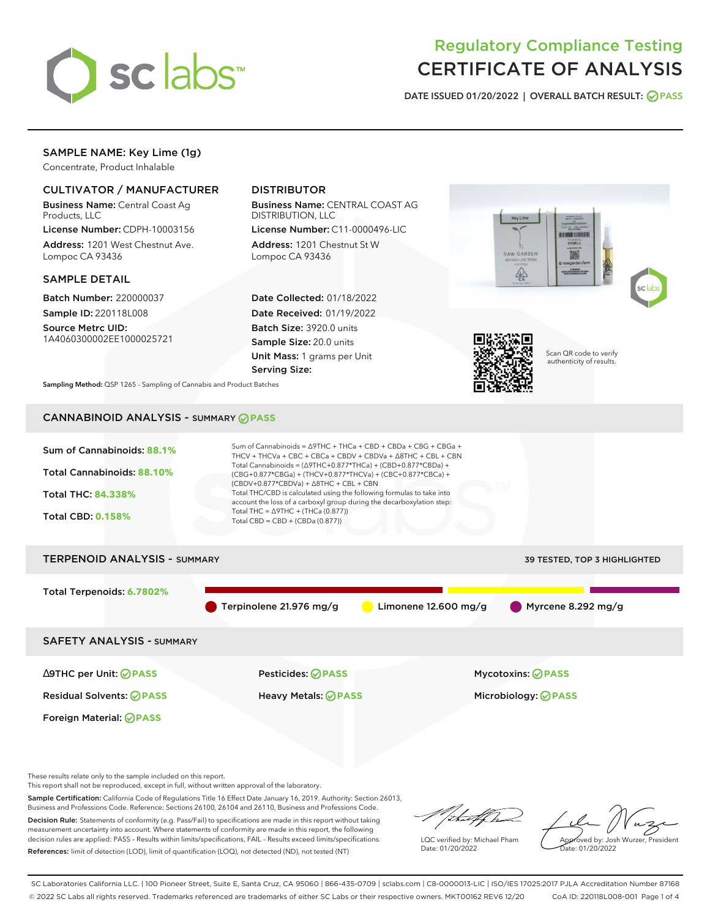# Regulatory Compliance Testing
# CERTIFICATE OF ANALYSIS

DATE ISSUED 01/20/2022 | OVERALL BATCH RESULT: PASS

## SAMPLE NAME: Key Lime (1g)

Concentrate, Product Inhalable

### CULTIVATOR / MANUFACTURER

**Business Name:** Central Coast Ag Products, LLC

**License Number:** CDPH-10003156

**Address:** 1201 West Chestnut Ave. Lompoc CA 93436

### DISTRIBUTOR

**Business Name:** CENTRAL COAST AG DISTRIBUTION, LLC

**License Number:** C11-0000496-LIC

**Address:** 1201 Chestnut St W Lompoc CA 93436

### SAMPLE DETAIL

**Batch Number:** 220000037

**Sample ID:** 220118L008

**Source Metrc UID:** 1A4060300002EE1000025721

**Date Collected:** 01/18/2022

**Date Received:** 01/19/2022

**Batch Size:** 3920.0 units

**Sample Size:** 20.0 units

**Unit Mass:** 1 grams per Unit

**Serving Size:**

Scan QR code to verify authenticity of results.

**Sampling Method:** QSP 1265 - Sampling of Cannabis and Product Batches

## CANNABINOID ANALYSIS - SUMMARY PASS

**Sum of Cannabinoids:** 88.1%

**Total Cannabinoids:** 88.10%

**Total THC:** 84.338%

**Total CBD:** 0.158%

Sum of Cannabinoids = Δ9THC + THCa + CBD + CBDa + CBG + CBGa + THCV + THCVa + CBC + CBCa + CBDV + CBDVa + Δ8THC + CBL + CBN

Total Cannabinoids = (Δ9THC+0.877*THCa) + (CBD+0.877*CBDa) + (CBG+0.877*CBGa) + (THCV+0.877*THCVa) + (CBC+0.877*CBCa) + (CBDV+0.877*CBDVa) + Δ8THC + CBL + CBN

Total THC/CBD is calculated using the following formulas to take into account the loss of a carboxyl group during the decarboxylation step:

Total THC = Δ9THC + (THCa (0.877))

Total CBD = CBD + (CBDa (0.877))

## TERPENOID ANALYSIS - SUMMARY

39 TESTED, TOP 3 HIGHLIGHTED

**Total Terpenoids:** 6.7802%

Terpinolene 21.976 mg/g

Limonene 12.600 mg/g

Myrcene 8.292 mg/g

## SAFETY ANALYSIS - SUMMARY

Δ9THC per Unit: PASS

Pesticides: PASS

Mycotoxins: PASS

Residual Solvents: PASS

Heavy Metals: PASS

Microbiology: PASS

Foreign Material: PASS

These results relate only to the sample included on this report.
This report shall not be reproduced, except in full, without written approval of the laboratory.

**Sample Certification:** California Code of Regulations Title 16 Effect Date January 16, 2019. Authority: Section 26013, Business and Professions Code. Reference: Sections 26100, 26104 and 26110, Business and Professions Code.

**Decision Rule:** Statements of conformity (e.g. Pass/Fail) to specifications are made in this report without taking measurement uncertainty into account. Where statements of conformity are made in this report, the following decision rules are applied: PASS – Results within limits/specifications, FAIL – Results exceed limits/specifications.

**References:** limit of detection (LOD), limit of quantification (LOQ), not detected (ND), not tested (NT)

LQC verified by: Michael Pham
Date: 01/20/2022

Approved by: Josh Wurzer, President
Date: 01/20/2022

SC Laboratories California LLC. | 100 Pioneer Street, Suite E, Santa Cruz, CA 95060 | 866-435-0709 | sclabs.com | C8-0000013-LIC | ISO/IES 17025:2017 PJLA Accreditation Number 87168
© 2022 SC Labs all rights reserved. Trademarks referenced are trademarks of either SC Labs or their respective owners. MKT00162 REV6 12/20 CoA ID: 220118L008-001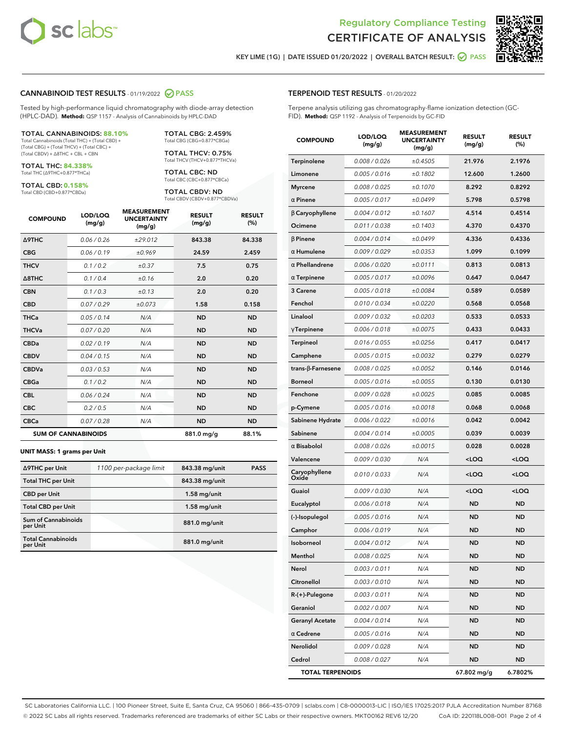Regulatory Compliance Testing
# CERTIFICATE OF ANALYSIS

KEY LIME (1G) | DATE ISSUED 01/20/2022 | OVERALL BATCH RESULT: PASS

## CANNABINOID TEST RESULTS - 01/19/2022 PASS

Tested by high-performance liquid chromatography with diode-array detection (HPLC-DAD). **Method:** QSP 1157 - Analysis of Cannabinoids by HPLC-DAD

**TOTAL CANNABINOIDS: 88.10%**
Total Cannabinoids (Total THC) + (Total CBD) + (Total CBG) + (Total THCV) + (Total CBC) + (Total CBDV) + Δ8THC + CBL + CBN

**TOTAL THC: 84.338%**
Total THC (Δ9THC+0.877*THCa)

**TOTAL CBD: 0.158%**
Total CBD (CBD+0.877*CBDa)

**TOTAL CBG: 2.459%**
Total CBG (CBG+0.877*CBGa)

**TOTAL THCV: 0.75%**
Total THCV (THCV+0.877*THCVa)

**TOTAL CBC: ND**
Total CBC (CBC+0.877*CBCa)

**TOTAL CBDV: ND**
Total CBDV (CBDV+0.877*CBDVa)

| COMPOUND | LOD/LOQ (mg/g) | MEASUREMENT UNCERTAINTY (mg/g) | RESULT (mg/g) | RESULT (%) |
|---|---|---|---|---|
| Δ9THC | 0.06 / 0.26 | ±29.012 | 843.38 | 84.338 |
| CBG | 0.06 / 0.19 | ±0.969 | 24.59 | 2.459 |
| THCV | 0.1 / 0.2 | ±0.37 | 7.5 | 0.75 |
| Δ8THC | 0.1 / 0.4 | ±0.16 | 2.0 | 0.20 |
| CBN | 0.1 / 0.3 | ±0.13 | 2.0 | 0.20 |
| CBD | 0.07 / 0.29 | ±0.073 | 1.58 | 0.158 |
| THCa | 0.05 / 0.14 | N/A | ND | ND |
| THCVa | 0.07 / 0.20 | N/A | ND | ND |
| CBDa | 0.02 / 0.19 | N/A | ND | ND |
| CBDV | 0.04 / 0.15 | N/A | ND | ND |
| CBDVa | 0.03 / 0.53 | N/A | ND | ND |
| CBGa | 0.1 / 0.2 | N/A | ND | ND |
| CBL | 0.06 / 0.24 | N/A | ND | ND |
| CBC | 0.2 / 0.5 | N/A | ND | ND |
| CBCa | 0.07 / 0.28 | N/A | ND | ND |
| **SUM OF CANNABINOIDS** | | | 881.0 mg/g | 88.1% |

**UNIT MASS: 1 grams per Unit**

| | | | |
|---|---|---|---|
| Δ9THC per Unit | 1100 per-package limit | 843.38 mg/unit | PASS |
| Total THC per Unit | | 843.38 mg/unit | |
| CBD per Unit | | 1.58 mg/unit | |
| Total CBD per Unit | | 1.58 mg/unit | |
| Sum of Cannabinoids per Unit | | 881.0 mg/unit | |
| Total Cannabinoids per Unit | | 881.0 mg/unit | |

## TERPENOID TEST RESULTS - 01/20/2022

Terpene analysis utilizing gas chromatography-flame ionization detection (GC-FID). **Method:** QSP 1192 - Analysis of Terpenoids by GC-FID

| COMPOUND | LOD/LOQ (mg/g) | MEASUREMENT UNCERTAINTY (mg/g) | RESULT (mg/g) | RESULT (%) |
|---|---|---|---|---|
| Terpinolene | 0.008 / 0.026 | ±0.4505 | 21.976 | 2.1976 |
| Limonene | 0.005 / 0.016 | ±0.1802 | 12.600 | 1.2600 |
| Myrcene | 0.008 / 0.025 | ±0.1070 | 8.292 | 0.8292 |
| α Pinene | 0.005 / 0.017 | ±0.0499 | 5.798 | 0.5798 |
| β Caryophyllene | 0.004 / 0.012 | ±0.1607 | 4.514 | 0.4514 |
| Ocimene | 0.011 / 0.038 | ±0.1403 | 4.370 | 0.4370 |
| β Pinene | 0.004 / 0.014 | ±0.0499 | 4.336 | 0.4336 |
| α Humulene | 0.009 / 0.029 | ±0.0353 | 1.099 | 0.1099 |
| α Phellandrene | 0.006 / 0.020 | ±0.0111 | 0.813 | 0.0813 |
| α Terpinene | 0.005 / 0.017 | ±0.0096 | 0.647 | 0.0647 |
| 3 Carene | 0.005 / 0.018 | ±0.0084 | 0.589 | 0.0589 |
| Fenchol | 0.010 / 0.034 | ±0.0220 | 0.568 | 0.0568 |
| Linalool | 0.009 / 0.032 | ±0.0203 | 0.533 | 0.0533 |
| γTerpinene | 0.006 / 0.018 | ±0.0075 | 0.433 | 0.0433 |
| Terpineol | 0.016 / 0.055 | ±0.0256 | 0.417 | 0.0417 |
| Camphene | 0.005 / 0.015 | ±0.0032 | 0.279 | 0.0279 |
| trans-β-Farnesene | 0.008 / 0.025 | ±0.0052 | 0.146 | 0.0146 |
| Borneol | 0.005 / 0.016 | ±0.0055 | 0.130 | 0.0130 |
| Fenchone | 0.009 / 0.028 | ±0.0025 | 0.085 | 0.0085 |
| p-Cymene | 0.005 / 0.016 | ±0.0018 | 0.068 | 0.0068 |
| Sabinene Hydrate | 0.006 / 0.022 | ±0.0016 | 0.042 | 0.0042 |
| Sabinene | 0.004 / 0.014 | ±0.0005 | 0.039 | 0.0039 |
| α Bisabolol | 0.008 / 0.026 | ±0.0015 | 0.028 | 0.0028 |
| Valencene | 0.009 / 0.030 | N/A | <LOQ | <LOQ |
| Caryophyllene Oxide | 0.010 / 0.033 | N/A | <LOQ | <LOQ |
| Guaiol | 0.009 / 0.030 | N/A | <LOQ | <LOQ |
| Eucalyptol | 0.006 / 0.018 | N/A | ND | ND |
| (-)-Isopulegol | 0.005 / 0.016 | N/A | ND | ND |
| Camphor | 0.006 / 0.019 | N/A | ND | ND |
| Isoborneol | 0.004 / 0.012 | N/A | ND | ND |
| Menthol | 0.008 / 0.025 | N/A | ND | ND |
| Nerol | 0.003 / 0.011 | N/A | ND | ND |
| Citronellol | 0.003 / 0.010 | N/A | ND | ND |
| R-(+)-Pulegone | 0.003 / 0.011 | N/A | ND | ND |
| Geraniol | 0.002 / 0.007 | N/A | ND | ND |
| Geranyl Acetate | 0.004 / 0.014 | N/A | ND | ND |
| α Cedrene | 0.005 / 0.016 | N/A | ND | ND |
| Nerolidol | 0.009 / 0.028 | N/A | ND | ND |
| Cedrol | 0.008 / 0.027 | N/A | ND | ND |
| **TOTAL TERPENOIDS** | | | 67.802 mg/g | 6.7802% |

SC Laboratories California LLC. | 100 Pioneer Street, Suite E, Santa Cruz, CA 95060 | 866-435-0709 | sclabs.com | C8-0000013-LIC | ISO/IES 17025:2017 PJLA Accreditation Number 87168
© 2022 SC Labs all rights reserved. Trademarks referenced are trademarks of either SC Labs or their respective owners. MKT00162 REV6 12/20 CoA ID: 220118L008-001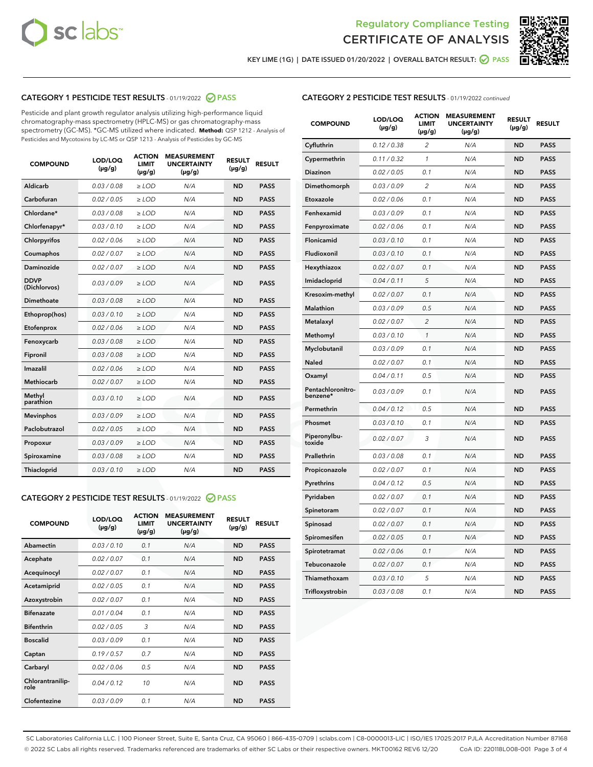Regulatory Compliance Testing
# CERTIFICATE OF ANALYSIS

KEY LIME (1G) | DATE ISSUED 01/20/2022 | OVERALL BATCH RESULT: PASS

## CATEGORY 1 PESTICIDE TEST RESULTS - 01/19/2022 PASS

Pesticide and plant growth regulator analysis utilizing high-performance liquid chromatography-mass spectrometry (HPLC-MS) or gas chromatography-mass spectrometry (GC-MS). *GC-MS utilized where indicated. **Method:** QSP 1212 - Analysis of Pesticides and Mycotoxins by LC-MS or QSP 1213 - Analysis of Pesticides by GC-MS

| COMPOUND | LOD/LOQ (µg/g) | ACTION LIMIT (µg/g) | MEASUREMENT UNCERTAINTY (µg/g) | RESULT (µg/g) | RESULT |
|---|---|---|---|---|---|
| Aldicarb | 0.03 / 0.08 | ≥ LOD | N/A | ND | PASS |
| Carbofuran | 0.02 / 0.05 | ≥ LOD | N/A | ND | PASS |
| Chlordane* | 0.03 / 0.08 | ≥ LOD | N/A | ND | PASS |
| Chlorfenapyr* | 0.03 / 0.10 | ≥ LOD | N/A | ND | PASS |
| Chlorpyrifos | 0.02 / 0.06 | ≥ LOD | N/A | ND | PASS |
| Coumaphos | 0.02 / 0.07 | ≥ LOD | N/A | ND | PASS |
| Daminozide | 0.02 / 0.07 | ≥ LOD | N/A | ND | PASS |
| DDVP (Dichlorvos) | 0.03 / 0.09 | ≥ LOD | N/A | ND | PASS |
| Dimethoate | 0.03 / 0.08 | ≥ LOD | N/A | ND | PASS |
| Ethoprop(hos) | 0.03 / 0.10 | ≥ LOD | N/A | ND | PASS |
| Etofenprox | 0.02 / 0.06 | ≥ LOD | N/A | ND | PASS |
| Fenoxycarb | 0.03 / 0.08 | ≥ LOD | N/A | ND | PASS |
| Fipronil | 0.03 / 0.08 | ≥ LOD | N/A | ND | PASS |
| Imazalil | 0.02 / 0.06 | ≥ LOD | N/A | ND | PASS |
| Methiocarb | 0.02 / 0.07 | ≥ LOD | N/A | ND | PASS |
| Methyl parathion | 0.03 / 0.10 | ≥ LOD | N/A | ND | PASS |
| Mevinphos | 0.03 / 0.09 | ≥ LOD | N/A | ND | PASS |
| Paclobutrazol | 0.02 / 0.05 | ≥ LOD | N/A | ND | PASS |
| Propoxur | 0.03 / 0.09 | ≥ LOD | N/A | ND | PASS |
| Spiroxamine | 0.03 / 0.08 | ≥ LOD | N/A | ND | PASS |
| Thiacloprid | 0.03 / 0.10 | ≥ LOD | N/A | ND | PASS |

## CATEGORY 2 PESTICIDE TEST RESULTS - 01/19/2022 PASS

| COMPOUND | LOD/LOQ (µg/g) | ACTION LIMIT (µg/g) | MEASUREMENT UNCERTAINTY (µg/g) | RESULT (µg/g) | RESULT |
|---|---|---|---|---|---|
| Abamectin | 0.03 / 0.10 | 0.1 | N/A | ND | PASS |
| Acephate | 0.02 / 0.07 | 0.1 | N/A | ND | PASS |
| Acequinocyl | 0.02 / 0.07 | 0.1 | N/A | ND | PASS |
| Acetamiprid | 0.02 / 0.05 | 0.1 | N/A | ND | PASS |
| Azoxystrobin | 0.02 / 0.07 | 0.1 | N/A | ND | PASS |
| Bifenazate | 0.01 / 0.04 | 0.1 | N/A | ND | PASS |
| Bifenthrin | 0.02 / 0.05 | 3 | N/A | ND | PASS |
| Boscalid | 0.03 / 0.09 | 0.1 | N/A | ND | PASS |
| Captan | 0.19 / 0.57 | 0.7 | N/A | ND | PASS |
| Carbaryl | 0.02 / 0.06 | 0.5 | N/A | ND | PASS |
| Chlorantraniliprole | 0.04 / 0.12 | 10 | N/A | ND | PASS |
| Clofentezine | 0.03 / 0.09 | 0.1 | N/A | ND | PASS |
| Cyfluthrin | 0.12 / 0.38 | 2 | N/A | ND | PASS |
| Cypermethrin | 0.11 / 0.32 | 1 | N/A | ND | PASS |
| Diazinon | 0.02 / 0.05 | 0.1 | N/A | ND | PASS |
| Dimethomorph | 0.03 / 0.09 | 2 | N/A | ND | PASS |
| Etoxazole | 0.02 / 0.06 | 0.1 | N/A | ND | PASS |
| Fenhexamid | 0.03 / 0.09 | 0.1 | N/A | ND | PASS |
| Fenpyroximate | 0.02 / 0.06 | 0.1 | N/A | ND | PASS |
| Flonicamid | 0.03 / 0.10 | 0.1 | N/A | ND | PASS |
| Fludioxonil | 0.03 / 0.10 | 0.1 | N/A | ND | PASS |
| Hexythiazox | 0.02 / 0.07 | 0.1 | N/A | ND | PASS |
| Imidacloprid | 0.04 / 0.11 | 5 | N/A | ND | PASS |
| Kresoxim-methyl | 0.02 / 0.07 | 0.1 | N/A | ND | PASS |
| Malathion | 0.03 / 0.09 | 0.5 | N/A | ND | PASS |
| Metalaxyl | 0.02 / 0.07 | 2 | N/A | ND | PASS |
| Methomyl | 0.03 / 0.10 | 1 | N/A | ND | PASS |
| Myclobutanil | 0.03 / 0.09 | 0.1 | N/A | ND | PASS |
| Naled | 0.02 / 0.07 | 0.1 | N/A | ND | PASS |
| Oxamyl | 0.04 / 0.11 | 0.5 | N/A | ND | PASS |
| Pentachloronitrobenzene* | 0.03 / 0.09 | 0.1 | N/A | ND | PASS |
| Permethrin | 0.04 / 0.12 | 0.5 | N/A | ND | PASS |
| Phosmet | 0.03 / 0.10 | 0.1 | N/A | ND | PASS |
| Piperonylbutoxide | 0.02 / 0.07 | 3 | N/A | ND | PASS |
| Prallethrin | 0.03 / 0.08 | 0.1 | N/A | ND | PASS |
| Propiconazole | 0.02 / 0.07 | 0.1 | N/A | ND | PASS |
| Pyrethrins | 0.04 / 0.12 | 0.5 | N/A | ND | PASS |
| Pyridaben | 0.02 / 0.07 | 0.1 | N/A | ND | PASS |
| Spinetoram | 0.02 / 0.07 | 0.1 | N/A | ND | PASS |
| Spinosad | 0.02 / 0.07 | 0.1 | N/A | ND | PASS |
| Spiromesifen | 0.02 / 0.05 | 0.1 | N/A | ND | PASS |
| Spirotetramat | 0.02 / 0.06 | 0.1 | N/A | ND | PASS |
| Tebuconazole | 0.02 / 0.07 | 0.1 | N/A | ND | PASS |
| Thiamethoxam | 0.03 / 0.10 | 5 | N/A | ND | PASS |
| Trifloxystrobin | 0.03 / 0.08 | 0.1 | N/A | ND | PASS |

SC Laboratories California LLC. | 100 Pioneer Street, Suite E, Santa Cruz, CA 95060 | 866-435-0709 | sclabs.com | C8-0000013-LIC | ISO/IES 17025:2017 PJLA Accreditation Number 87168
© 2022 SC Labs all rights reserved. Trademarks referenced are trademarks of either SC Labs or their respective owners. MKT00162 REV6 12/20 CoA ID: 220118L008-001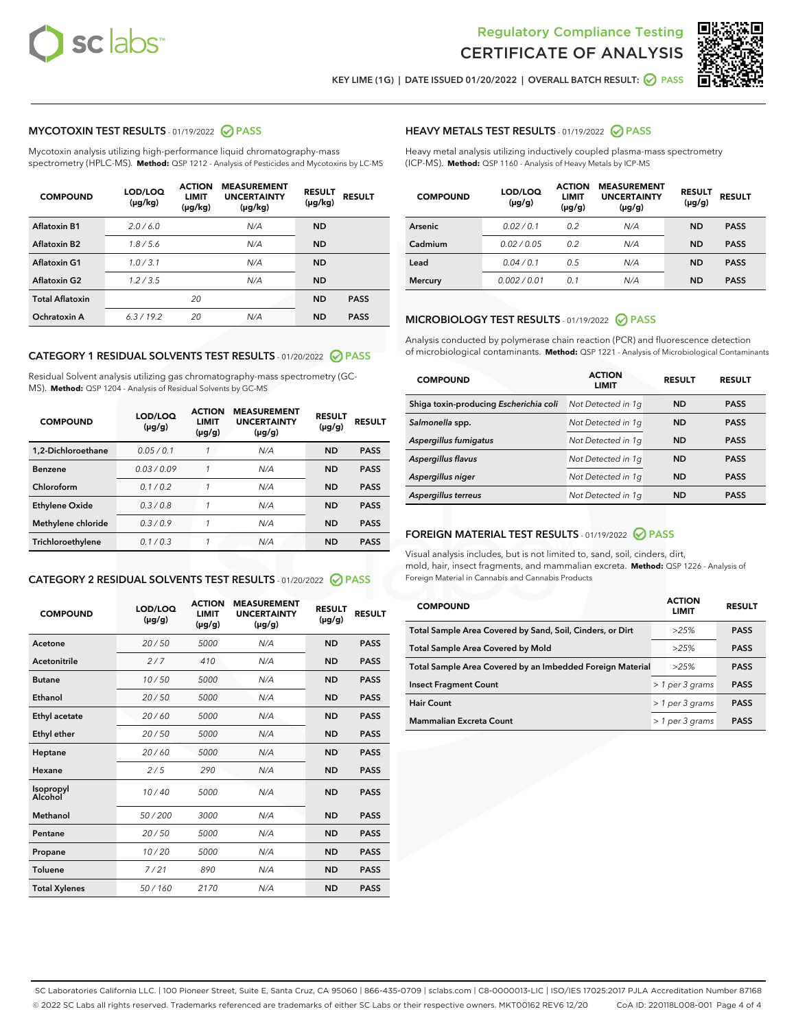Regulatory Compliance Testing

# CERTIFICATE OF ANALYSIS

KEY LIME (1G) | DATE ISSUED 01/20/2022 | OVERALL BATCH RESULT: PASS

## MYCOTOXIN TEST RESULTS - 01/19/2022 PASS

Mycotoxin analysis utilizing high-performance liquid chromatography-mass spectrometry (HPLC-MS). **Method:** QSP 1212 - Analysis of Pesticides and Mycotoxins by LC-MS

| COMPOUND | LOD/LOQ (µg/kg) | ACTION LIMIT (µg/kg) | MEASUREMENT UNCERTAINTY (µg/kg) | RESULT (µg/kg) | RESULT |
|---|---|---|---|---|---|
| Aflatoxin B1 | 2.0 / 6.0 | | N/A | ND | |
| Aflatoxin B2 | 1.8 / 5.6 | | N/A | ND | |
| Aflatoxin G1 | 1.0 / 3.1 | | N/A | ND | |
| Aflatoxin G2 | 1.2 / 3.5 | | N/A | ND | |
| Total Aflatoxin | | 20 | | ND | PASS |
| Ochratoxin A | 6.3 / 19.2 | 20 | N/A | ND | PASS |

## CATEGORY 1 RESIDUAL SOLVENTS TEST RESULTS - 01/20/2022 PASS

Residual Solvent analysis utilizing gas chromatography-mass spectrometry (GC-MS). **Method:** QSP 1204 - Analysis of Residual Solvents by GC-MS

| COMPOUND | LOD/LOQ (µg/g) | ACTION LIMIT (µg/g) | MEASUREMENT UNCERTAINTY (µg/g) | RESULT (µg/g) | RESULT |
|---|---|---|---|---|---|
| 1,2-Dichloroethane | 0.05 / 0.1 | 1 | N/A | ND | PASS |
| Benzene | 0.03 / 0.09 | 1 | N/A | ND | PASS |
| Chloroform | 0.1 / 0.2 | 1 | N/A | ND | PASS |
| Ethylene Oxide | 0.3 / 0.8 | 1 | N/A | ND | PASS |
| Methylene chloride | 0.3 / 0.9 | 1 | N/A | ND | PASS |
| Trichloroethylene | 0.1 / 0.3 | 1 | N/A | ND | PASS |

## CATEGORY 2 RESIDUAL SOLVENTS TEST RESULTS - 01/20/2022 PASS

| COMPOUND | LOD/LOQ (µg/g) | ACTION LIMIT (µg/g) | MEASUREMENT UNCERTAINTY (µg/g) | RESULT (µg/g) | RESULT |
|---|---|---|---|---|---|
| Acetone | 20 / 50 | 5000 | N/A | ND | PASS |
| Acetonitrile | 2 / 7 | 410 | N/A | ND | PASS |
| Butane | 10 / 50 | 5000 | N/A | ND | PASS |
| Ethanol | 20 / 50 | 5000 | N/A | ND | PASS |
| Ethyl acetate | 20 / 60 | 5000 | N/A | ND | PASS |
| Ethyl ether | 20 / 50 | 5000 | N/A | ND | PASS |
| Heptane | 20 / 60 | 5000 | N/A | ND | PASS |
| Hexane | 2 / 5 | 290 | N/A | ND | PASS |
| Isopropyl Alcohol | 10 / 40 | 5000 | N/A | ND | PASS |
| Methanol | 50 / 200 | 3000 | N/A | ND | PASS |
| Pentane | 20 / 50 | 5000 | N/A | ND | PASS |
| Propane | 10 / 20 | 5000 | N/A | ND | PASS |
| Toluene | 7 / 21 | 890 | N/A | ND | PASS |
| Total Xylenes | 50 / 160 | 2170 | N/A | ND | PASS |

## HEAVY METALS TEST RESULTS - 01/19/2022 PASS

Heavy metal analysis utilizing inductively coupled plasma-mass spectrometry (ICP-MS). **Method:** QSP 1160 - Analysis of Heavy Metals by ICP-MS

| COMPOUND | LOD/LOQ (µg/g) | ACTION LIMIT (µg/g) | MEASUREMENT UNCERTAINTY (µg/g) | RESULT (µg/g) | RESULT |
|---|---|---|---|---|---|
| Arsenic | 0.02 / 0.1 | 0.2 | N/A | ND | PASS |
| Cadmium | 0.02 / 0.05 | 0.2 | N/A | ND | PASS |
| Lead | 0.04 / 0.1 | 0.5 | N/A | ND | PASS |
| Mercury | 0.002 / 0.01 | 0.1 | N/A | ND | PASS |

## MICROBIOLOGY TEST RESULTS - 01/19/2022 PASS

Analysis conducted by polymerase chain reaction (PCR) and fluorescence detection of microbiological contaminants. **Method:** QSP 1221 - Analysis of Microbiological Contaminants

| COMPOUND | ACTION LIMIT | RESULT | RESULT |
|---|---|---|---|
| Shiga toxin-producing *Escherichia coli* | Not Detected in 1g | ND | PASS |
| *Salmonella* spp. | Not Detected in 1g | ND | PASS |
| *Aspergillus fumigatus* | Not Detected in 1g | ND | PASS |
| *Aspergillus flavus* | Not Detected in 1g | ND | PASS |
| *Aspergillus niger* | Not Detected in 1g | ND | PASS |
| *Aspergillus terreus* | Not Detected in 1g | ND | PASS |

## FOREIGN MATERIAL TEST RESULTS - 01/19/2022 PASS

Visual analysis includes, but is not limited to, sand, soil, cinders, dirt, mold, hair, insect fragments, and mammalian excreta. **Method:** QSP 1226 - Analysis of Foreign Material in Cannabis and Cannabis Products

| COMPOUND | ACTION LIMIT | RESULT |
|---|---|---|
| Total Sample Area Covered by Sand, Soil, Cinders, or Dirt | >25% | PASS |
| Total Sample Area Covered by Mold | >25% | PASS |
| Total Sample Area Covered by an Imbedded Foreign Material | >25% | PASS |
| Insect Fragment Count | > 1 per 3 grams | PASS |
| Hair Count | > 1 per 3 grams | PASS |
| Mammalian Excreta Count | > 1 per 3 grams | PASS |

SC Laboratories California LLC. | 100 Pioneer Street, Suite E, Santa Cruz, CA 95060 | 866-435-0709 | sclabs.com | C8-0000013-LIC | ISO/IES 17025:2017 PJLA Accreditation Number 87168
© 2022 SC Labs all rights reserved. Trademarks referenced are trademarks of either SC Labs or their respective owners. MKT00162 REV6 12/20 CoA ID: 220118L008-001